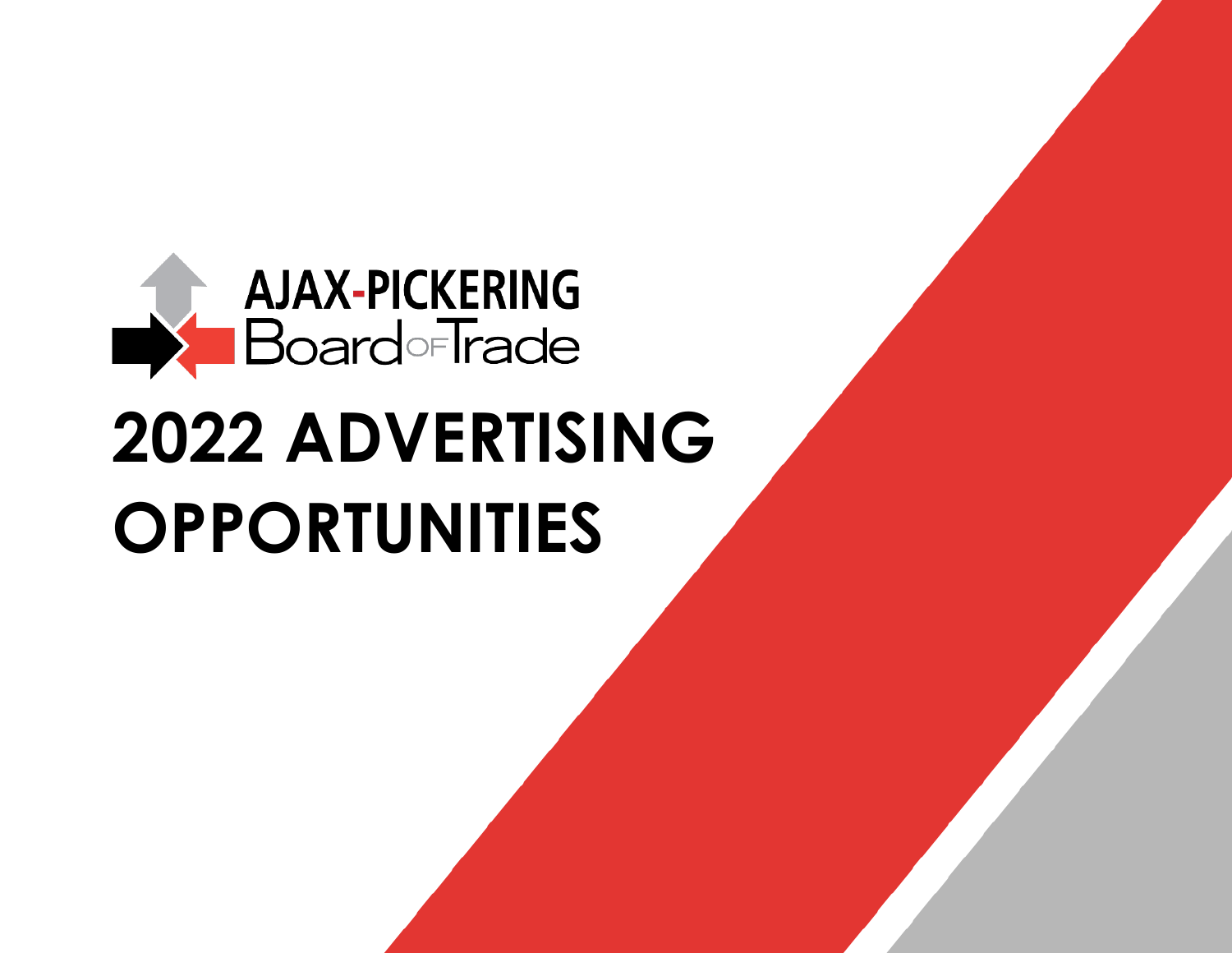AJAX-PICKERING Board of Trade

# 2022 ADVERTISING OPPORTUNITIES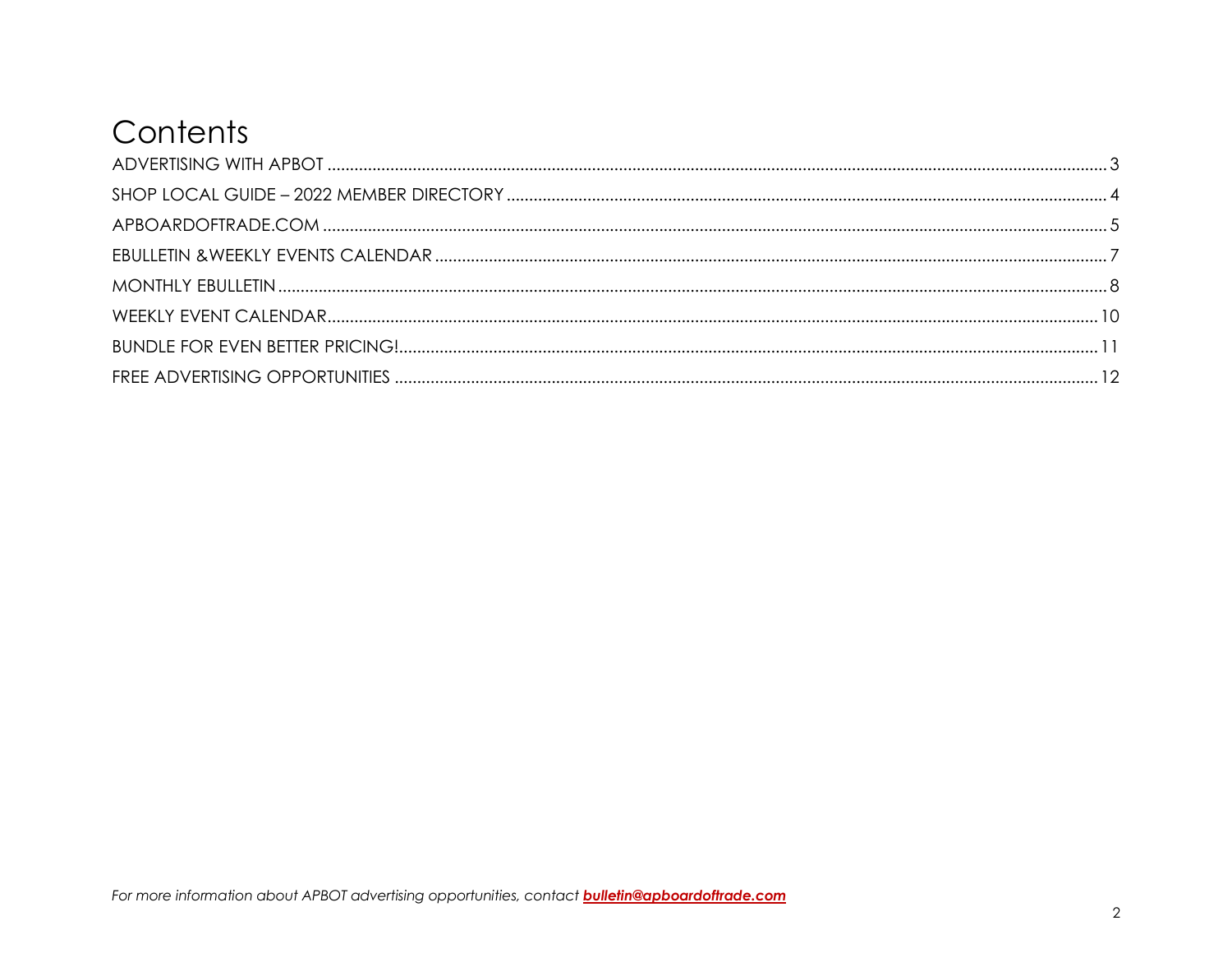# Contents

ADVERTISING WITH APBOT .......... 3

SHOP LOCAL GUIDE – 2022 MEMBER DIRECTORY .......... 4

APBOARDOFTRADE.COM .......... 5

EBULLETIN &WEEKLY EVENTS CALENDAR .......... 7

MONTHLY EBULLETIN .......... 8

WEEKLY EVENT CALENDAR .......... 10

BUNDLE FOR EVEN BETTER PRICING! .......... 11

FREE ADVERTISING OPPORTUNITIES .......... 12

*For more information about APBOT advertising opportunities, contact* ***bulletin@apboardoftrade.com***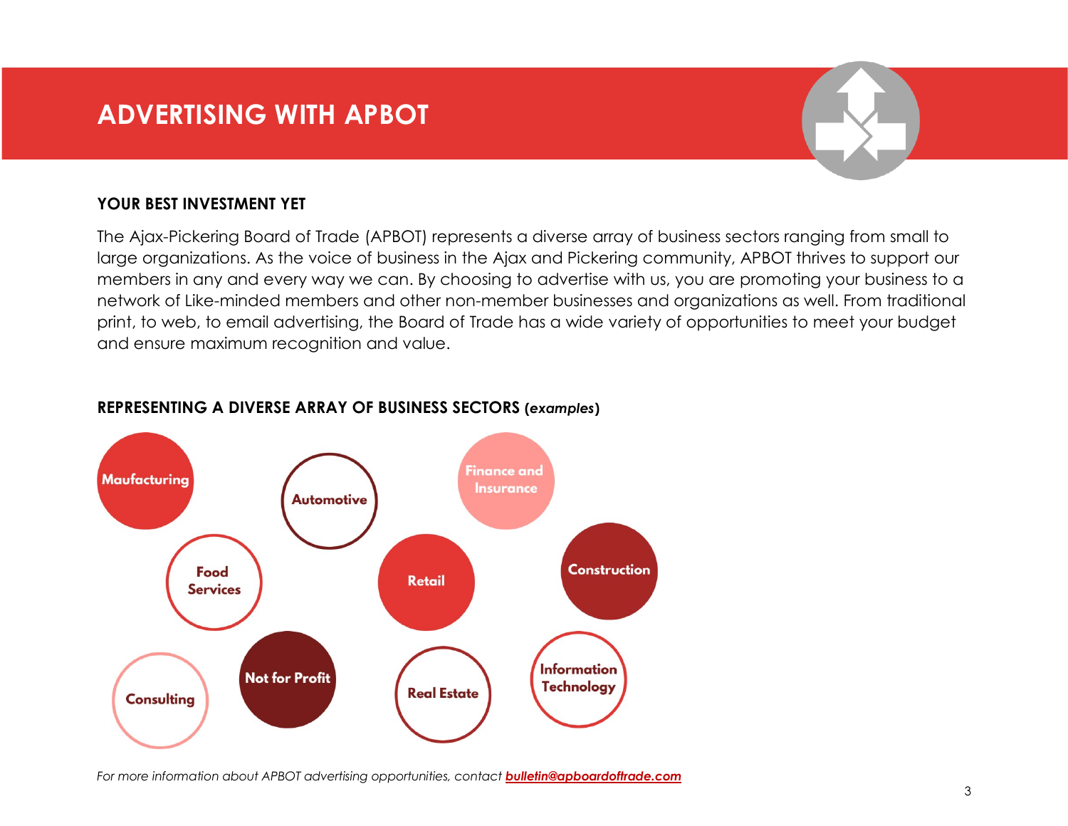# ADVERTISING WITH APBOT

### YOUR BEST INVESTMENT YET

The Ajax-Pickering Board of Trade (APBOT) represents a diverse array of business sectors ranging from small to large organizations. As the voice of business in the Ajax and Pickering community, APBOT thrives to support our members in any and every way we can. By choosing to advertise with us, you are promoting your business to a network of Like-minded members and other non-member businesses and organizations as well. From traditional print, to web, to email advertising, the Board of Trade has a wide variety of opportunities to meet your budget and ensure maximum recognition and value.

### REPRESENTING A DIVERSE ARRAY OF BUSINESS SECTORS (*examples*)

- Maufacturing
- Automotive
- Finance and Insurance
- Food Services
- Retail
- Construction
- Consulting
- Not for Profit
- Real Estate
- Information Technology

*For more information about APBOT advertising opportunities, contact* ***bulletin@apboardoftrade.com***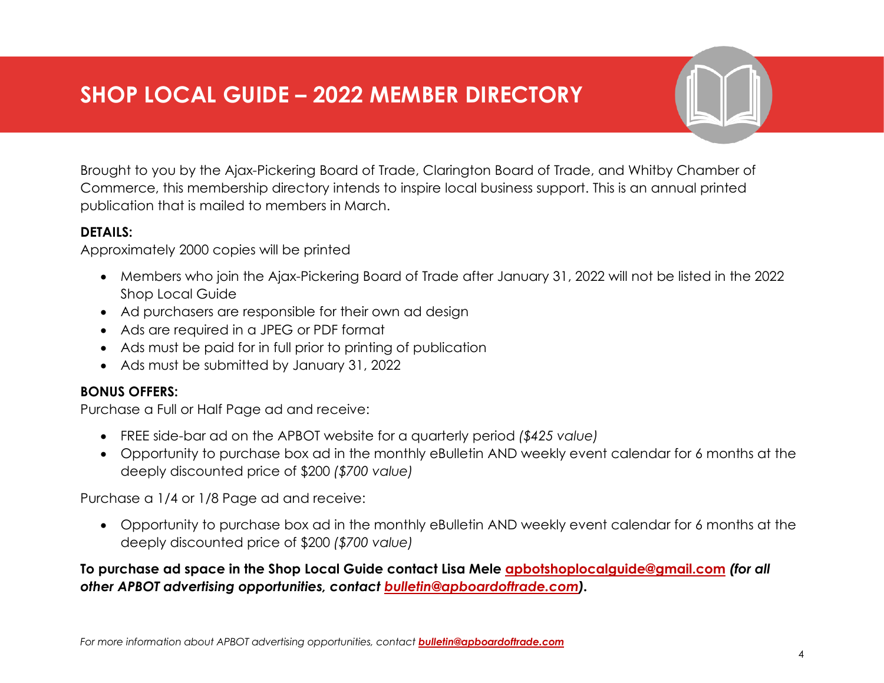# SHOP LOCAL GUIDE – 2022 MEMBER DIRECTORY

Brought to you by the Ajax-Pickering Board of Trade, Clarington Board of Trade, and Whitby Chamber of Commerce, this membership directory intends to inspire local business support. This is an annual printed publication that is mailed to members in March.

**DETAILS:**
Approximately 2000 copies will be printed

- Members who join the Ajax-Pickering Board of Trade after January 31, 2022 will not be listed in the 2022 Shop Local Guide
- Ad purchasers are responsible for their own ad design
- Ads are required in a JPEG or PDF format
- Ads must be paid for in full prior to printing of publication
- Ads must be submitted by January 31, 2022

**BONUS OFFERS:**
Purchase a Full or Half Page ad and receive:

- FREE side-bar ad on the APBOT website for a quarterly period *($425 value)*
- Opportunity to purchase box ad in the monthly eBulletin AND weekly event calendar for 6 months at the deeply discounted price of $200 *($700 value)*

Purchase a 1/4 or 1/8 Page ad and receive:

- Opportunity to purchase box ad in the monthly eBulletin AND weekly event calendar for 6 months at the deeply discounted price of $200 *($700 value)*

**To purchase ad space in the Shop Local Guide contact Lisa Mele apbotshoplocalguide@gmail.com *(for all other APBOT advertising opportunities, contact bulletin@apboardoftrade.com).***

*For more information about APBOT advertising opportunities, contact **bulletin@apboardoftrade.com***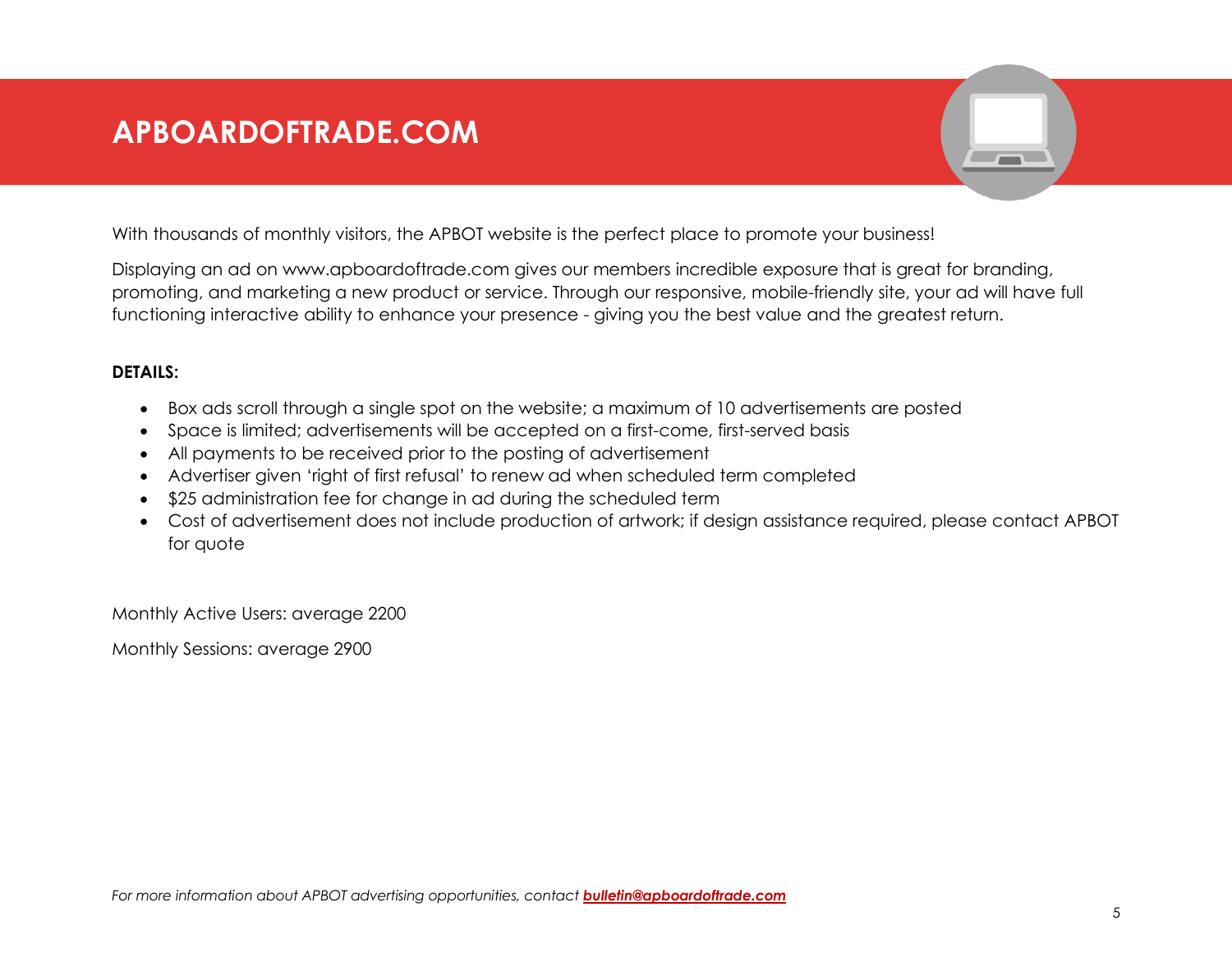# APBOARDOFTRADE.COM

With thousands of monthly visitors, the APBOT website is the perfect place to promote your business!

Displaying an ad on www.apboardoftrade.com gives our members incredible exposure that is great for branding, promoting, and marketing a new product or service. Through our responsive, mobile-friendly site, your ad will have full functioning interactive ability to enhance your presence - giving you the best value and the greatest return.

**DETAILS:**

- Box ads scroll through a single spot on the website; a maximum of 10 advertisements are posted
- Space is limited; advertisements will be accepted on a first-come, first-served basis
- All payments to be received prior to the posting of advertisement
- Advertiser given 'right of first refusal' to renew ad when scheduled term completed
- $25 administration fee for change in ad during the scheduled term
- Cost of advertisement does not include production of artwork; if design assistance required, please contact APBOT for quote

Monthly Active Users: average 2200

Monthly Sessions: average 2900

*For more information about APBOT advertising opportunities, contact* ***bulletin@apboardoftrade.com***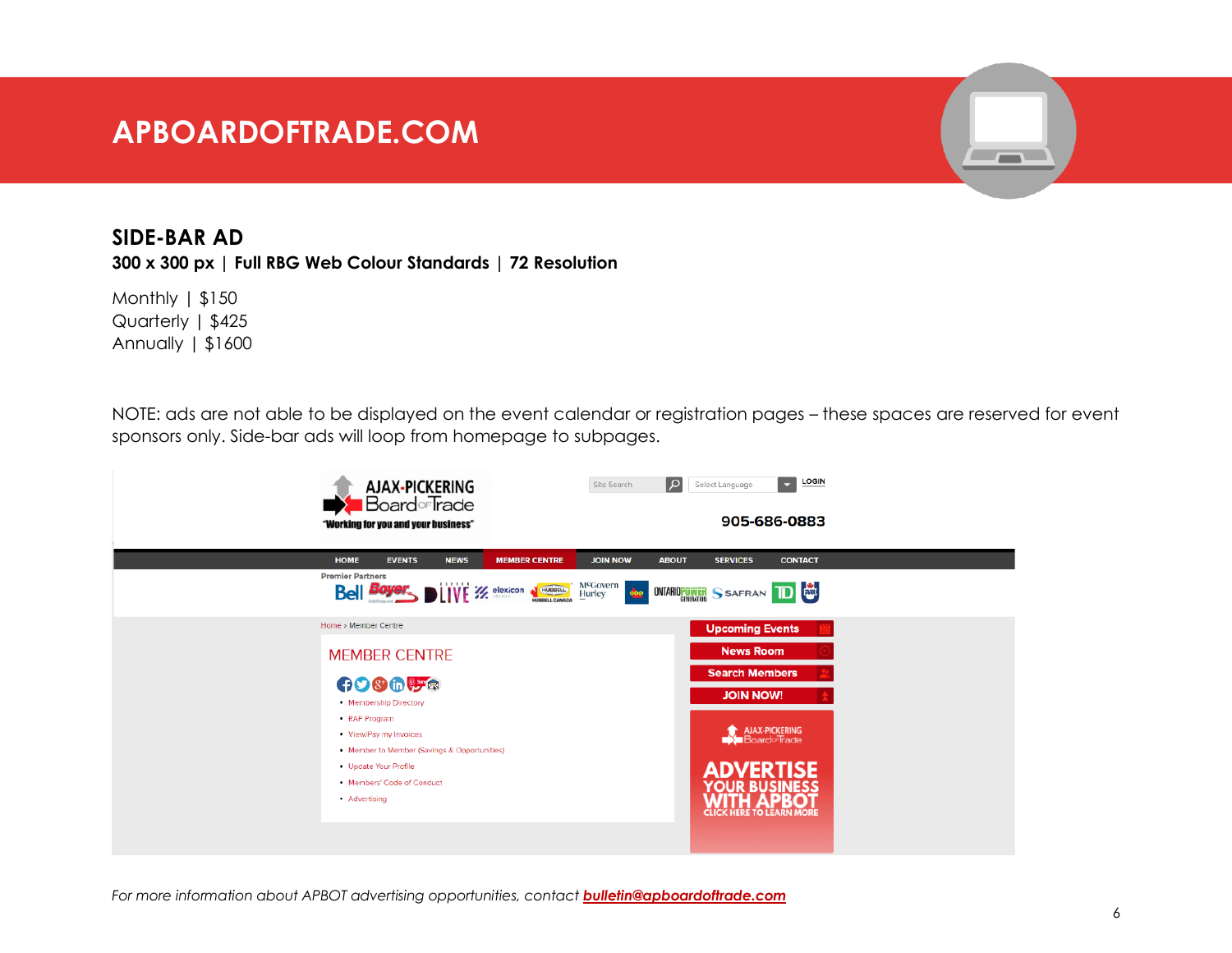# APBOARDOFTRADE.COM

## SIDE-BAR AD

**300 x 300 px | Full RBG Web Colour Standards | 72 Resolution**

Monthly | $150
Quarterly | $425
Annually | $1600

NOTE: ads are not able to be displayed on the event calendar or registration pages – these spaces are reserved for event sponsors only. Side-bar ads will loop from homepage to subpages.

*For more information about APBOT advertising opportunities, contact* ***bulletin@apboardoftrade.com***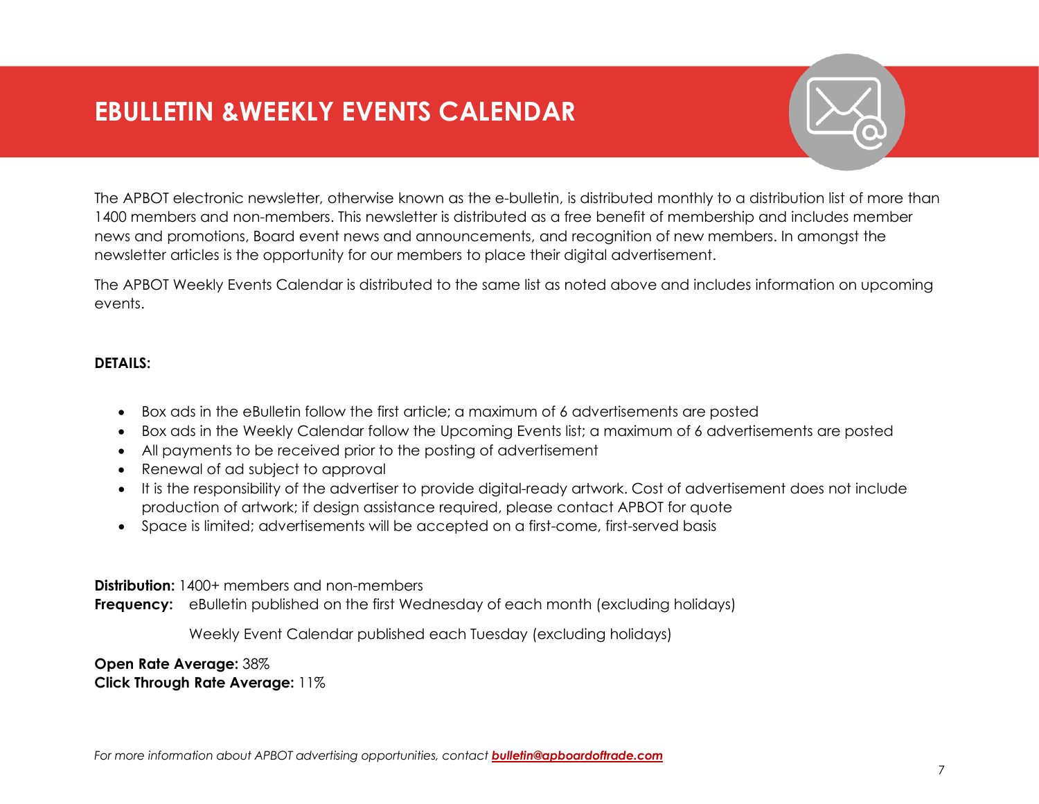# EBULLETIN &WEEKLY EVENTS CALENDAR

The APBOT electronic newsletter, otherwise known as the e-bulletin, is distributed monthly to a distribution list of more than 1400 members and non-members. This newsletter is distributed as a free benefit of membership and includes member news and promotions, Board event news and announcements, and recognition of new members. In amongst the newsletter articles is the opportunity for our members to place their digital advertisement.

The APBOT Weekly Events Calendar is distributed to the same list as noted above and includes information on upcoming events.

**DETAILS:**

- Box ads in the eBulletin follow the first article; a maximum of 6 advertisements are posted
- Box ads in the Weekly Calendar follow the Upcoming Events list; a maximum of 6 advertisements are posted
- All payments to be received prior to the posting of advertisement
- Renewal of ad subject to approval
- It is the responsibility of the advertiser to provide digital-ready artwork. Cost of advertisement does not include production of artwork; if design assistance required, please contact APBOT for quote
- Space is limited; advertisements will be accepted on a first-come, first-served basis

**Distribution:** 1400+ members and non-members
**Frequency:** eBulletin published on the first Wednesday of each month (excluding holidays)

Weekly Event Calendar published each Tuesday (excluding holidays)

**Open Rate Average:** 38%
**Click Through Rate Average:** 11%

*For more information about APBOT advertising opportunities, contact **bulletin@apboardoftrade.com***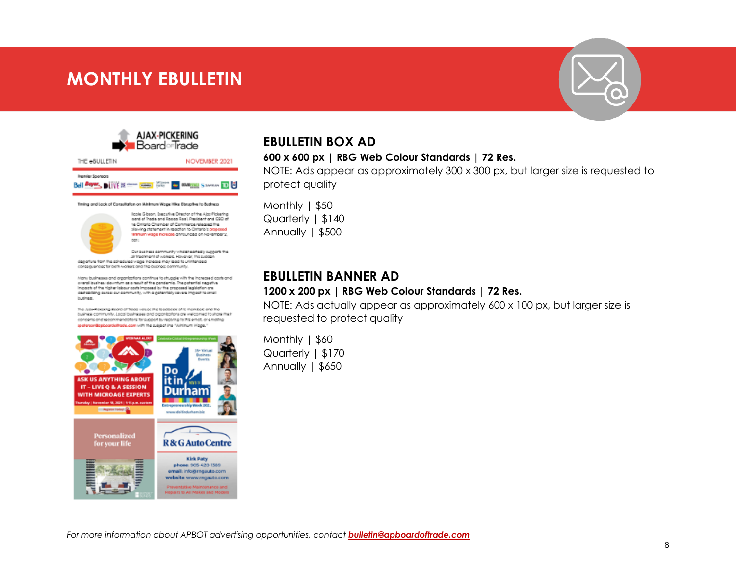# MONTHLY EBULLETIN

## EBULLETIN BOX AD

**600 x 600 px | RBG Web Colour Standards | 72 Res.**

NOTE: Ads appear as approximately 300 x 300 px, but larger size is requested to protect quality

Monthly | $50
Quarterly | $140
Annually | $500

## EBULLETIN BANNER AD

**1200 x 200 px | RBG Web Colour Standards | 72 Res.**

NOTE: Ads actually appear as approximately 600 x 100 px, but larger size is requested to protect quality

Monthly | $60
Quarterly | $170
Annually | $650

*For more information about APBOT advertising opportunities, contact **bulletin@apboardoftrade.com***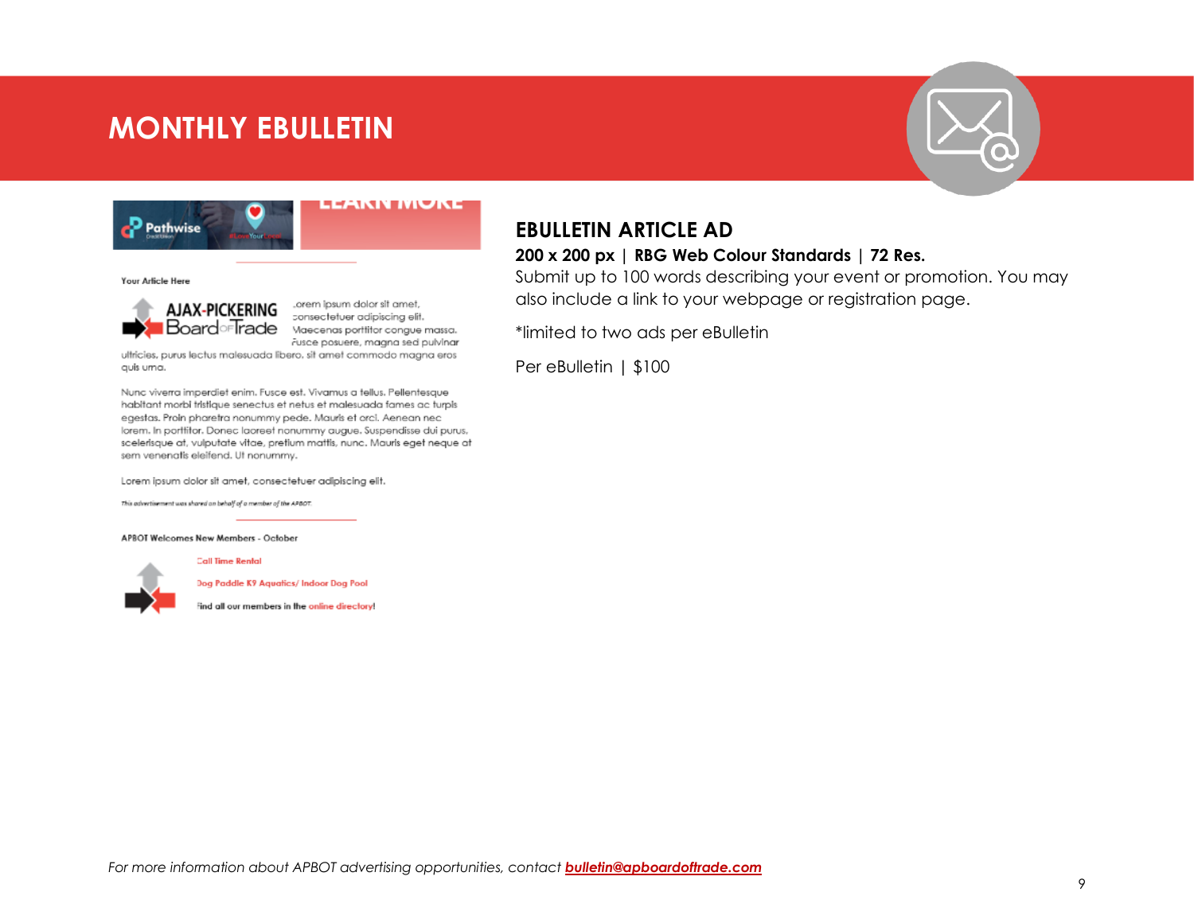# MONTHLY EBULLETIN

## EBULLETIN ARTICLE AD

**200 x 200 px | RBG Web Colour Standards | 72 Res.**

Submit up to 100 words describing your event or promotion. You may also include a link to your webpage or registration page.

*limited to two ads per eBulletin

Per eBulletin | $100

*For more information about APBOT advertising opportunities, contact* ***bulletin@apboardoftrade.com***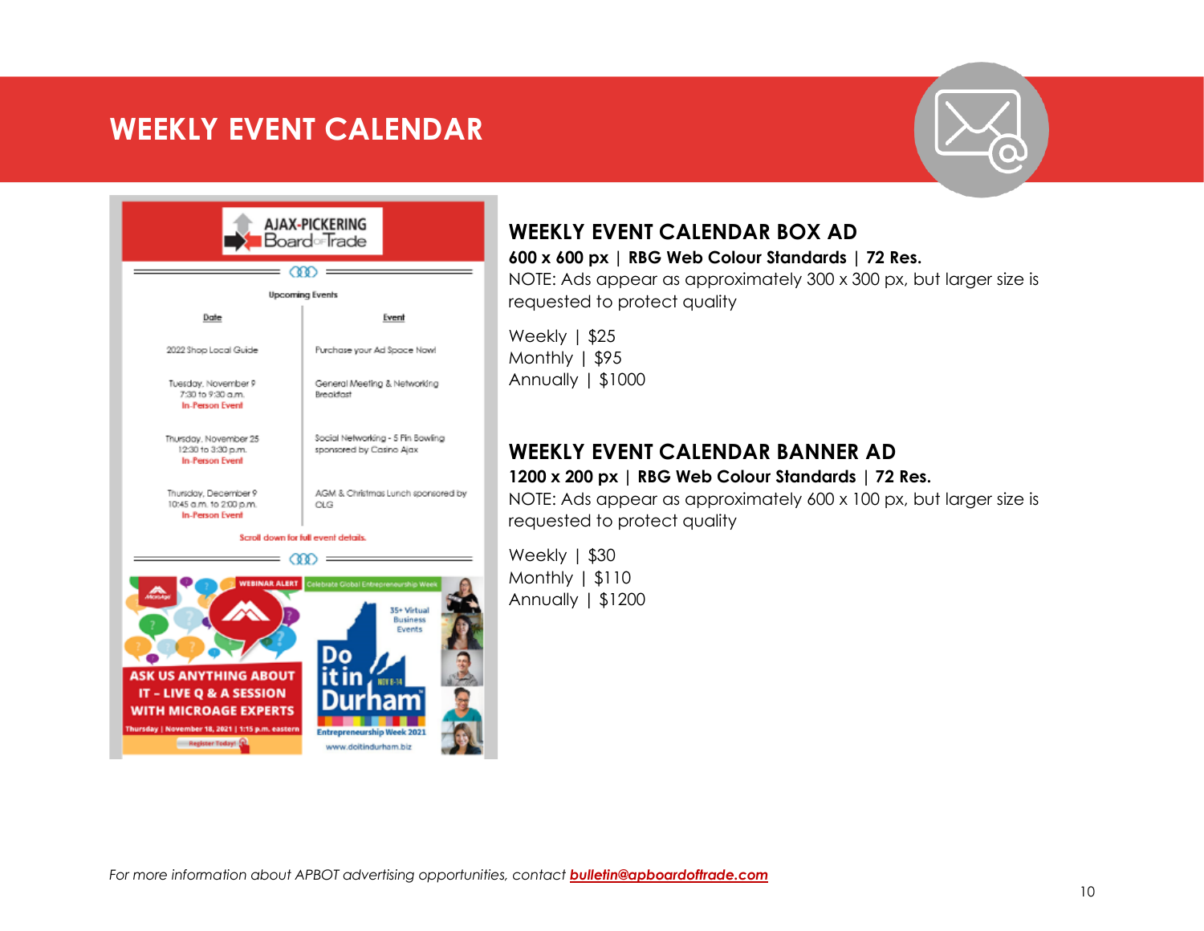# WEEKLY EVENT CALENDAR

## WEEKLY EVENT CALENDAR BOX AD

**600 x 600 px | RBG Web Colour Standards | 72 Res.**

NOTE: Ads appear as approximately 300 x 300 px, but larger size is requested to protect quality

Weekly | $25
Monthly | $95
Annually | $1000

## WEEKLY EVENT CALENDAR BANNER AD

**1200 x 200 px | RBG Web Colour Standards | 72 Res.**

NOTE: Ads appear as approximately 600 x 100 px, but larger size is requested to protect quality

Weekly | $30
Monthly | $110
Annually | $1200

*For more information about APBOT advertising opportunities, contact* ***bulletin@apboardoftrade.com***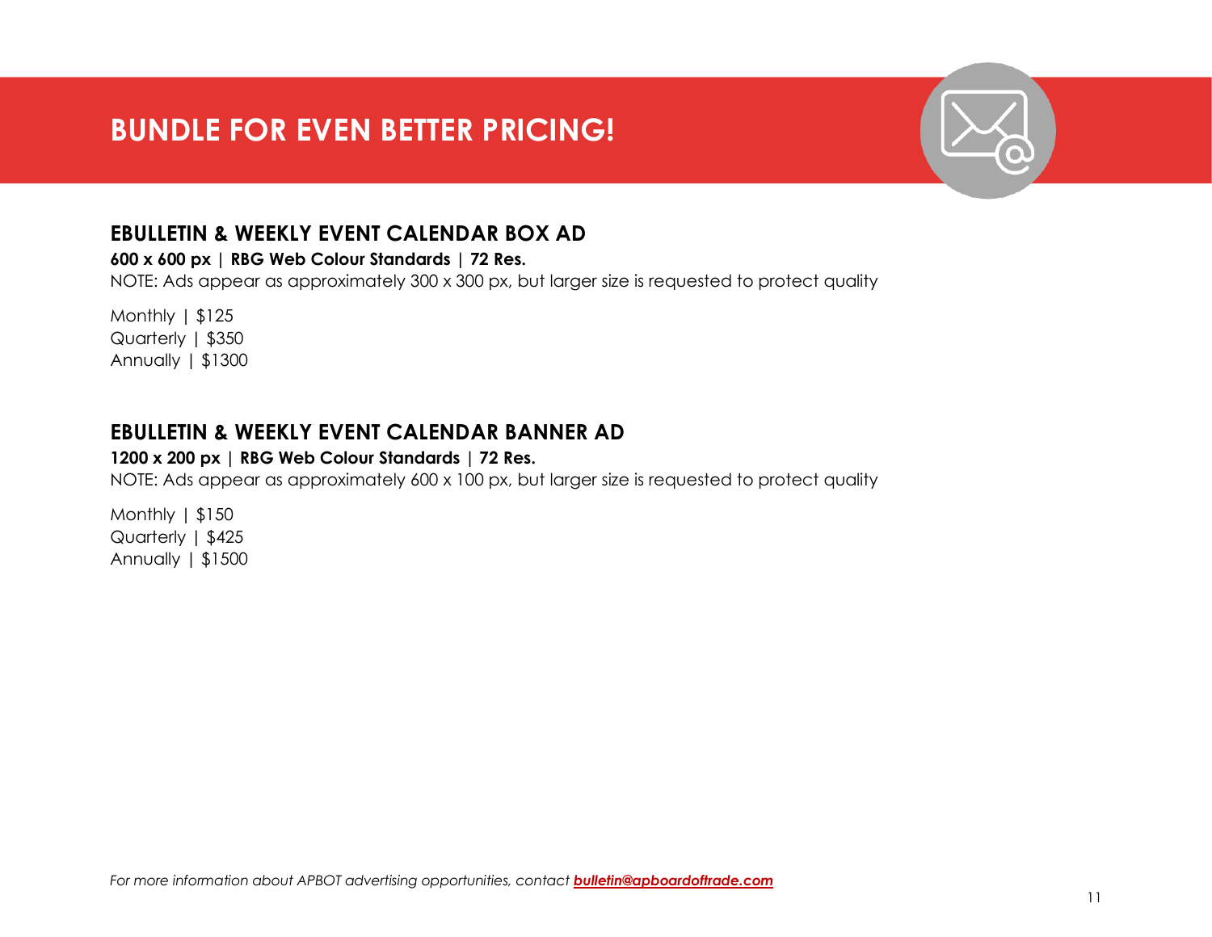# BUNDLE FOR EVEN BETTER PRICING!

## EBULLETIN & WEEKLY EVENT CALENDAR BOX AD

**600 x 600 px | RBG Web Colour Standards | 72 Res.**

NOTE: Ads appear as approximately 300 x 300 px, but larger size is requested to protect quality

Monthly | $125
Quarterly | $350
Annually | $1300

## EBULLETIN & WEEKLY EVENT CALENDAR BANNER AD

**1200 x 200 px | RBG Web Colour Standards | 72 Res.**

NOTE: Ads appear as approximately 600 x 100 px, but larger size is requested to protect quality

Monthly | $150
Quarterly | $425
Annually | $1500

*For more information about APBOT advertising opportunities, contact **bulletin@apboardoftrade.com***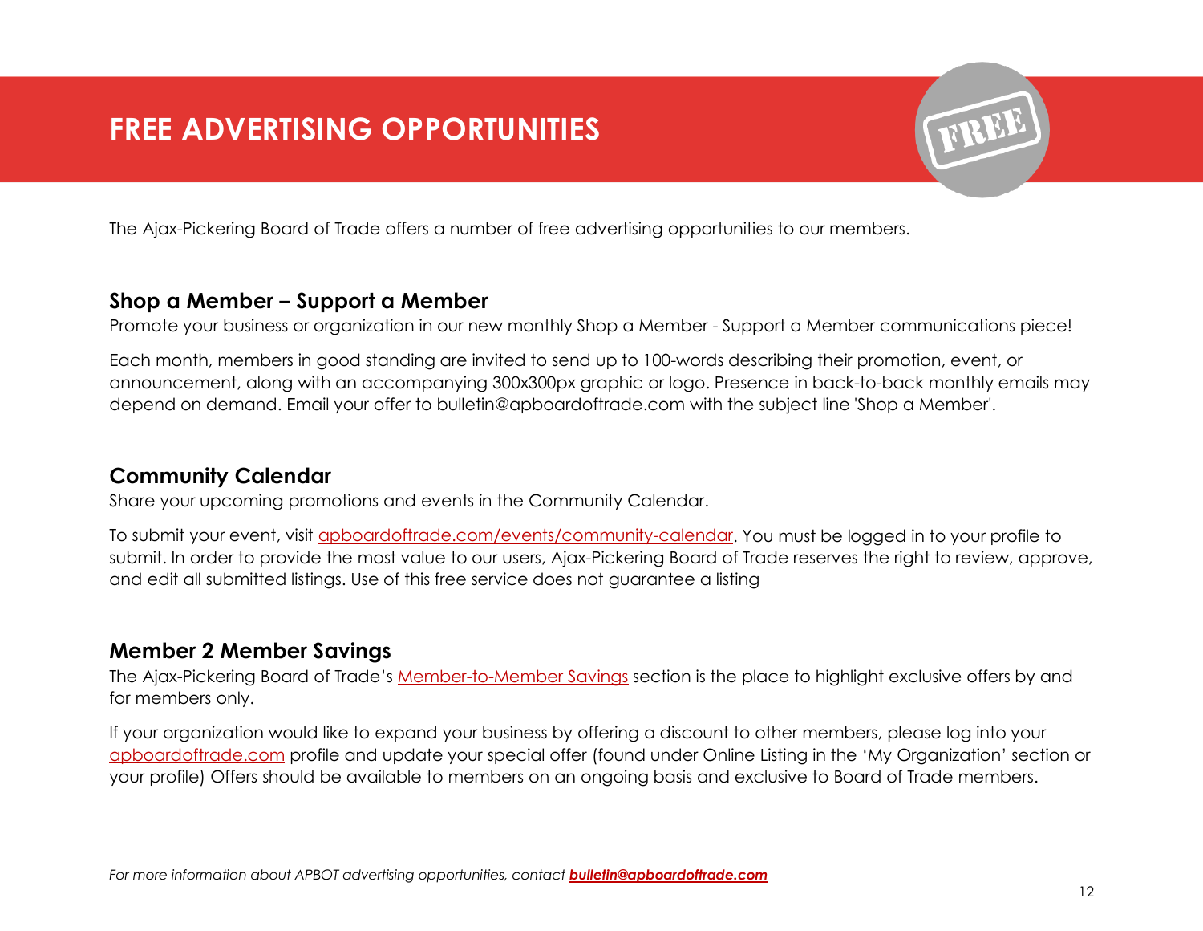# FREE ADVERTISING OPPORTUNITIES

The Ajax-Pickering Board of Trade offers a number of free advertising opportunities to our members.

## Shop a Member – Support a Member

Promote your business or organization in our new monthly Shop a Member - Support a Member communications piece!

Each month, members in good standing are invited to send up to 100-words describing their promotion, event, or announcement, along with an accompanying 300x300px graphic or logo. Presence in back-to-back monthly emails may depend on demand. Email your offer to bulletin@apboardoftrade.com with the subject line 'Shop a Member'.

## Community Calendar

Share your upcoming promotions and events in the Community Calendar.

To submit your event, visit apboardoftrade.com/events/community-calendar. You must be logged in to your profile to submit. In order to provide the most value to our users, Ajax-Pickering Board of Trade reserves the right to review, approve, and edit all submitted listings. Use of this free service does not guarantee a listing

## Member 2 Member Savings

The Ajax-Pickering Board of Trade's Member-to-Member Savings section is the place to highlight exclusive offers by and for members only.

If your organization would like to expand your business by offering a discount to other members, please log into your apboardoftrade.com profile and update your special offer (found under Online Listing in the 'My Organization' section or your profile) Offers should be available to members on an ongoing basis and exclusive to Board of Trade members.

*For more information about APBOT advertising opportunities, contact* ***bulletin@apboardoftrade.com***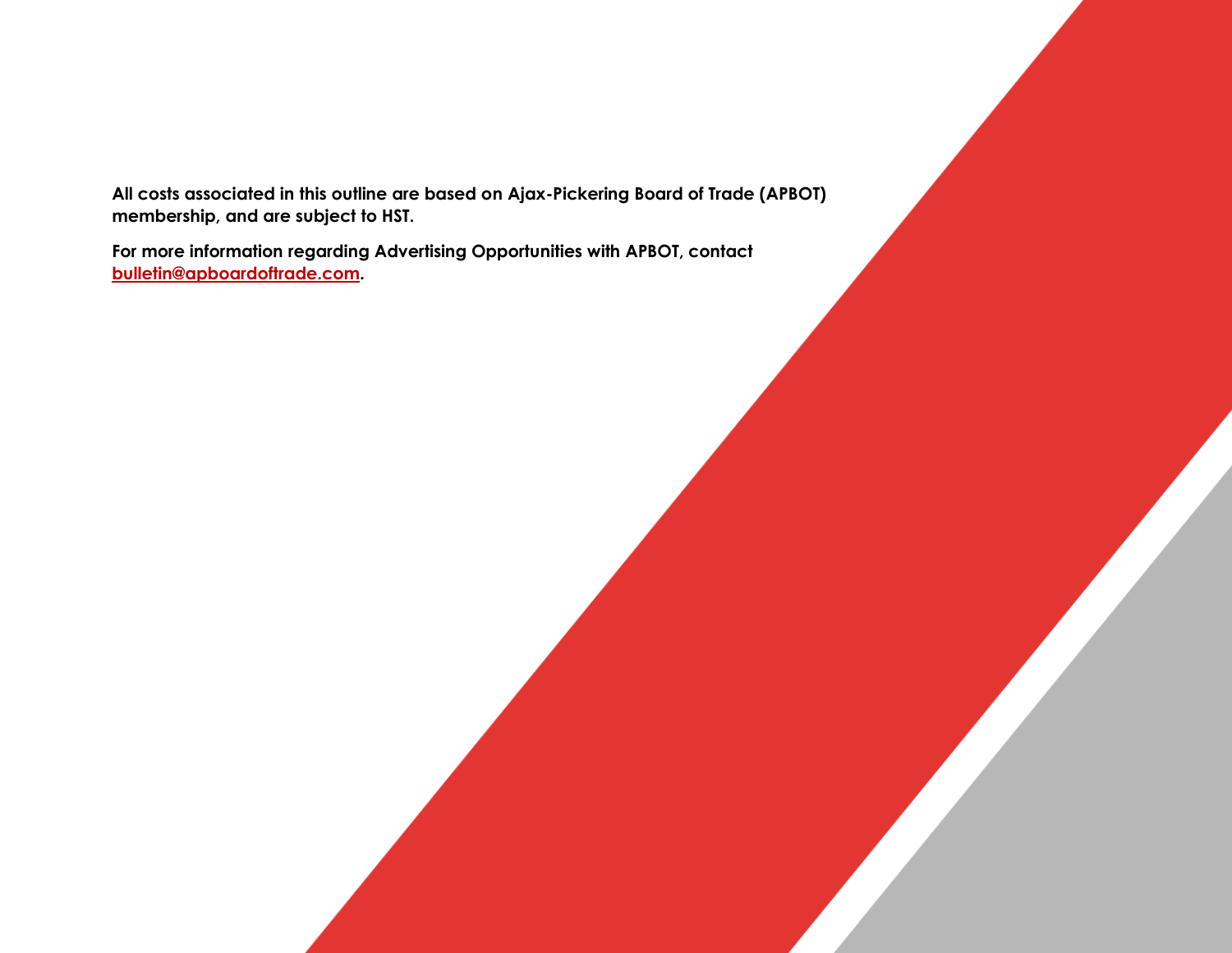**All costs associated in this outline are based on Ajax-Pickering Board of Trade (APBOT) membership, and are subject to HST.**

**For more information regarding Advertising Opportunities with APBOT, contact [bulletin@apboardoftrade.com](mailto:bulletin@apboardoftrade.com).**